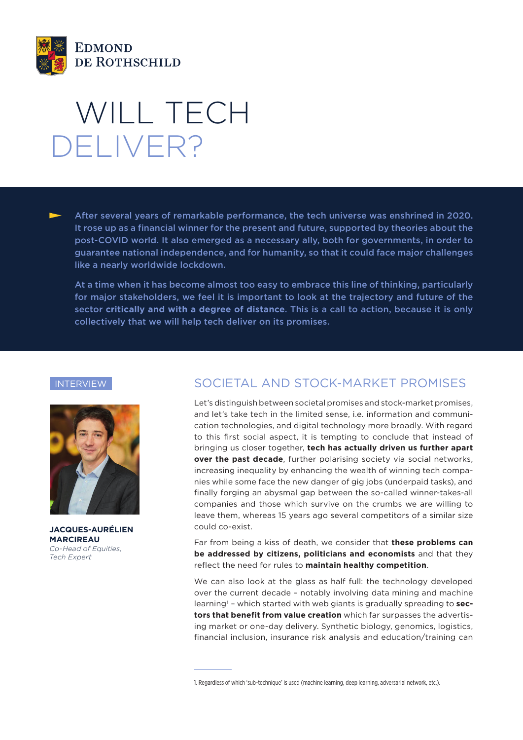# WILL TECH DELIVER?

After several years of remarkable performance, the tech universe was enshrined in 2020. It rose up as a financial winner for the present and future, supported by theories about the post-COVID world. It also emerged as a necessary ally, both for governments, in order to guarantee national independence, and for humanity, so that it could face major challenges like a nearly worldwide lockdown.

At a time when it has become almost too easy to embrace this line of thinking, particularly for major stakeholders, we feel it is important to look at the trajectory and future of the sector **critically and with a degree of distance**. This is a call to action, because it is only collectively that we will help tech deliver on its promises.

INTERVIEW

**JACQUES-AURÉLIEN MARCIREAU**
*Co-Head of Equities, Tech Expert*

## SOCIETAL AND STOCK-MARKET PROMISES

Let's distinguish between societal promises and stock-market promises, and let's take tech in the limited sense, i.e. information and communication technologies, and digital technology more broadly. With regard to this first social aspect, it is tempting to conclude that instead of bringing us closer together, **tech has actually driven us further apart over the past decade**, further polarising society via social networks, increasing inequality by enhancing the wealth of winning tech companies while some face the new danger of gig jobs (underpaid tasks), and finally forging an abysmal gap between the so-called winner-takes-all companies and those which survive on the crumbs we are willing to leave them, whereas 15 years ago several competitors of a similar size could co-exist.

Far from being a kiss of death, we consider that **these problems can be addressed by citizens, politicians and economists** and that they reflect the need for rules to **maintain healthy competition**.

We can also look at the glass as half full: the technology developed over the current decade – notably involving data mining and machine learning[1] – which started with web giants is gradually spreading to **sectors that benefit from value creation** which far surpasses the advertising market or one-day delivery. Synthetic biology, genomics, logistics, financial inclusion, insurance risk analysis and education/training can

1. Regardless of which 'sub-technique' is used (machine learning, deep learning, adversarial network, etc.).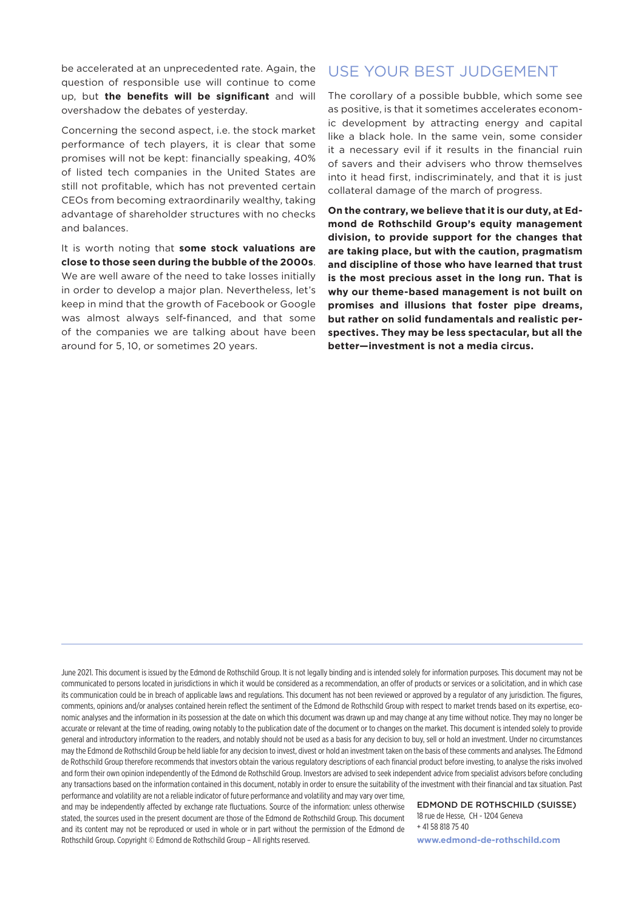be accelerated at an unprecedented rate. Again, the question of responsible use will continue to come up, but **the benefits will be significant** and will overshadow the debates of yesterday.

Concerning the second aspect, i.e. the stock market performance of tech players, it is clear that some promises will not be kept: financially speaking, 40% of listed tech companies in the United States are still not profitable, which has not prevented certain CEOs from becoming extraordinarily wealthy, taking advantage of shareholder structures with no checks and balances.

It is worth noting that **some stock valuations are close to those seen during the bubble of the 2000s**. We are well aware of the need to take losses initially in order to develop a major plan. Nevertheless, let's keep in mind that the growth of Facebook or Google was almost always self-financed, and that some of the companies we are talking about have been around for 5, 10, or sometimes 20 years.

## USE YOUR BEST JUDGEMENT

The corollary of a possible bubble, which some see as positive, is that it sometimes accelerates economic development by attracting energy and capital like a black hole. In the same vein, some consider it a necessary evil if it results in the financial ruin of savers and their advisers who throw themselves into it head first, indiscriminately, and that it is just collateral damage of the march of progress.

**On the contrary, we believe that it is our duty, at Edmond de Rothschild Group's equity management division, to provide support for the changes that are taking place, but with the caution, pragmatism and discipline of those who have learned that trust is the most precious asset in the long run. That is why our theme-based management is not built on promises and illusions that foster pipe dreams, but rather on solid fundamentals and realistic perspectives. They may be less spectacular, but all the better—investment is not a media circus.**

---

June 2021. This document is issued by the Edmond de Rothschild Group. It is not legally binding and is intended solely for information purposes. This document may not be communicated to persons located in jurisdictions in which it would be considered as a recommendation, an offer of products or services or a solicitation, and in which case its communication could be in breach of applicable laws and regulations. This document has not been reviewed or approved by a regulator of any jurisdiction. The figures, comments, opinions and/or analyses contained herein reflect the sentiment of the Edmond de Rothschild Group with respect to market trends based on its expertise, economic analyses and the information in its possession at the date on which this document was drawn up and may change at any time without notice. They may no longer be accurate or relevant at the time of reading, owing notably to the publication date of the document or to changes on the market. This document is intended solely to provide general and introductory information to the readers, and notably should not be used as a basis for any decision to buy, sell or hold an investment. Under no circumstances may the Edmond de Rothschild Group be held liable for any decision to invest, divest or hold an investment taken on the basis of these comments and analyses. The Edmond de Rothschild Group therefore recommends that investors obtain the various regulatory descriptions of each financial product before investing, to analyse the risks involved and form their own opinion independently of the Edmond de Rothschild Group. Investors are advised to seek independent advice from specialist advisors before concluding any transactions based on the information contained in this document, notably in order to ensure the suitability of the investment with their financial and tax situation. Past performance and volatility are not a reliable indicator of future performance and volatility and may vary over time, and may be independently affected by exchange rate fluctuations. Source of the information: unless otherwise stated, the sources used in the present document are those of the Edmond de Rothschild Group. This document and its content may not be reproduced or used in whole or in part without the permission of the Edmond de Rothschild Group. Copyright © Edmond de Rothschild Group – All rights reserved.

**EDMOND DE ROTHSCHILD (SUISSE)**
18 rue de Hesse, CH - 1204 Geneva
+ 41 58 818 75 40
**www.edmond-de-rothschild.com**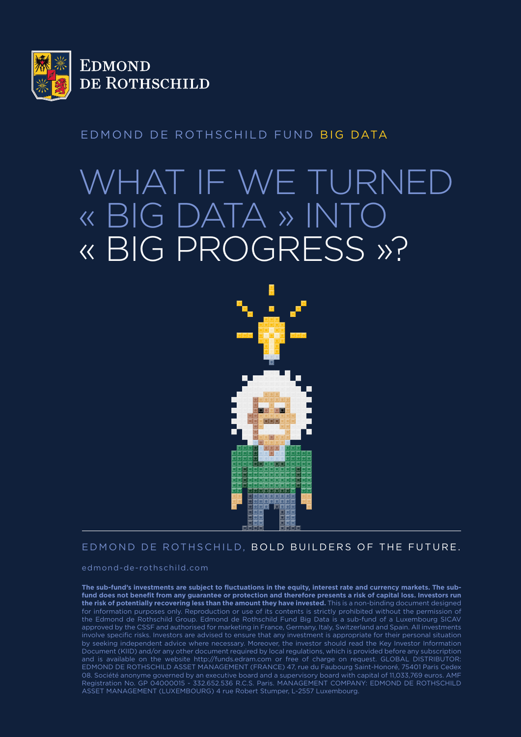EDMOND DE ROTHSCHILD

EDMOND DE ROTHSCHILD FUND BIG DATA

# WHAT IF WE TURNED « BIG DATA » INTO « BIG PROGRESS »?

EDMOND DE ROTHSCHILD, BOLD BUILDERS OF THE FUTURE.

edmond-de-rothschild.com

**The sub-fund's investments are subject to fluctuations in the equity, interest rate and currency markets. The sub-fund does not benefit from any guarantee or protection and therefore presents a risk of capital loss. Investors run the risk of potentially recovering less than the amount they have invested.** This is a non-binding document designed for information purposes only. Reproduction or use of its contents is strictly prohibited without the permission of the Edmond de Rothschild Group. Edmond de Rothschild Fund Big Data is a sub-fund of a Luxembourg SICAV approved by the CSSF and authorised for marketing in France, Germany, Italy, Switzerland and Spain. All investments involve specific risks. Investors are advised to ensure that any investment is appropriate for their personal situation by seeking independent advice where necessary. Moreover, the investor should read the Key Investor Information Document (KIID) and/or any other document required by local regulations, which is provided before any subscription and is available on the website http://funds.edram.com or free of charge on request. GLOBAL DISTRIBUTOR: EDMOND DE ROTHSCHILD ASSET MANAGEMENT (FRANCE) 47, rue du Faubourg Saint-Honoré, 75401 Paris Cedex 08. Société anonyme governed by an executive board and a supervisory board with capital of 11,033,769 euros. AMF Registration No. GP 04000015 - 332.652.536 R.C.S. Paris. MANAGEMENT COMPANY: EDMOND DE ROTHSCHILD ASSET MANAGEMENT (LUXEMBOURG) 4 rue Robert Stumper, L-2557 Luxembourg.